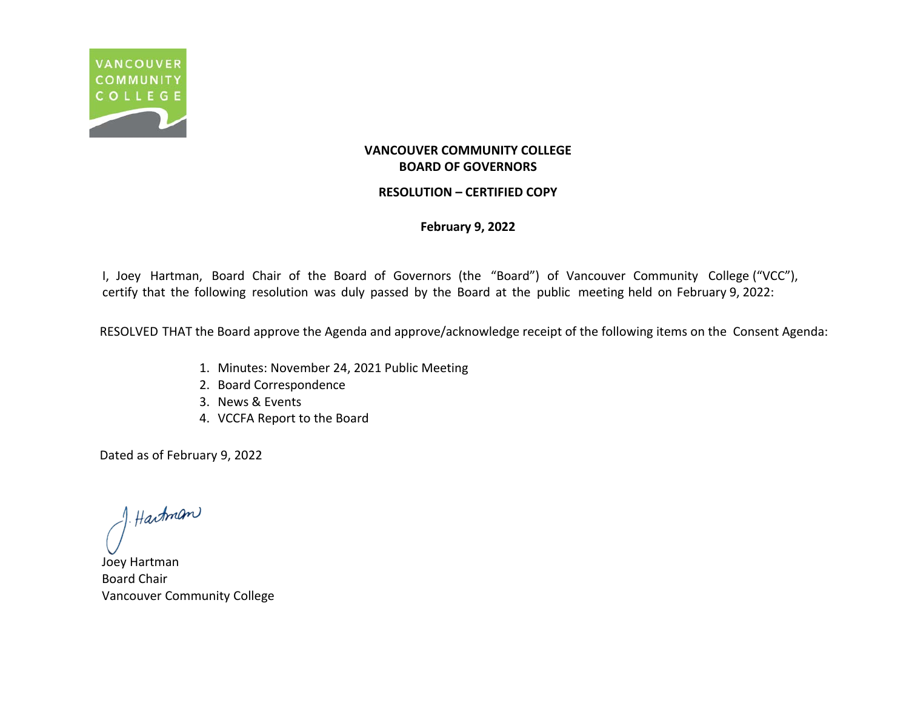**VANCOUVER COMMUNITY COLLEGE**
**BOARD OF GOVERNORS**

**RESOLUTION – CERTIFIED COPY**

**February 9, 2022**

I, Joey Hartman, Board Chair of the Board of Governors (the "Board") of Vancouver Community College ("VCC"), certify that the following resolution was duly passed by the Board at the public meeting held on February 9, 2022:

RESOLVED THAT the Board approve the Agenda and approve/acknowledge receipt of the following items on the Consent Agenda:

1. Minutes: November 24, 2021 Public Meeting
2. Board Correspondence
3. News & Events
4. VCCFA Report to the Board

Dated as of February 9, 2022

J. Hartman

Joey Hartman
Board Chair
Vancouver Community College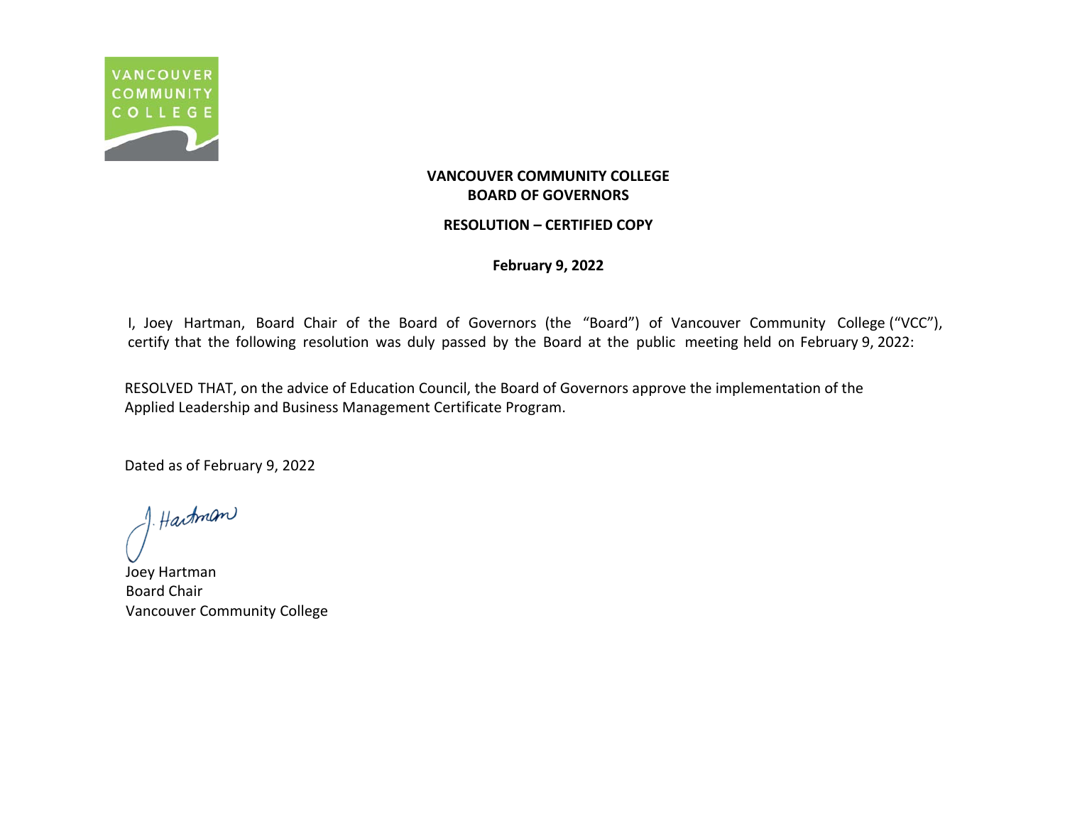**VANCOUVER COMMUNITY COLLEGE**
**BOARD OF GOVERNORS**

**RESOLUTION – CERTIFIED COPY**

**February 9, 2022**

I, Joey Hartman, Board Chair of the Board of Governors (the "Board") of Vancouver Community College ("VCC"), certify that the following resolution was duly passed by the Board at the public meeting held on February 9, 2022:

RESOLVED THAT, on the advice of Education Council, the Board of Governors approve the implementation of the Applied Leadership and Business Management Certificate Program.

Dated as of February 9, 2022

J. Hartman

Joey Hartman
Board Chair
Vancouver Community College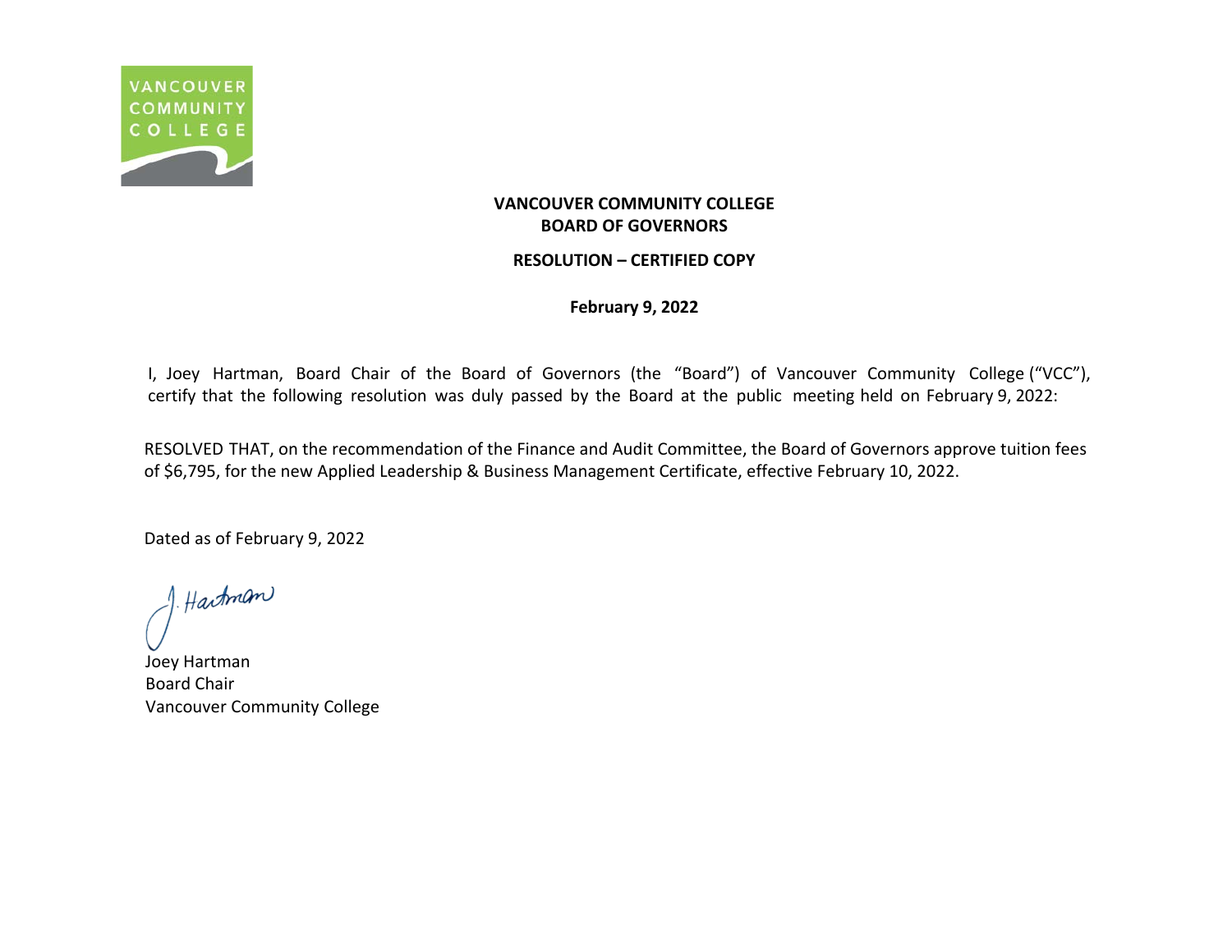**VANCOUVER COMMUNITY COLLEGE**
**BOARD OF GOVERNORS**

**RESOLUTION – CERTIFIED COPY**

**February 9, 2022**

I, Joey Hartman, Board Chair of the Board of Governors (the "Board") of Vancouver Community College ("VCC"), certify that the following resolution was duly passed by the Board at the public meeting held on February 9, 2022:

RESOLVED THAT, on the recommendation of the Finance and Audit Committee, the Board of Governors approve tuition fees of $6,795, for the new Applied Leadership & Business Management Certificate, effective February 10, 2022.

Dated as of February 9, 2022

J. Hartman

Joey Hartman
Board Chair
Vancouver Community College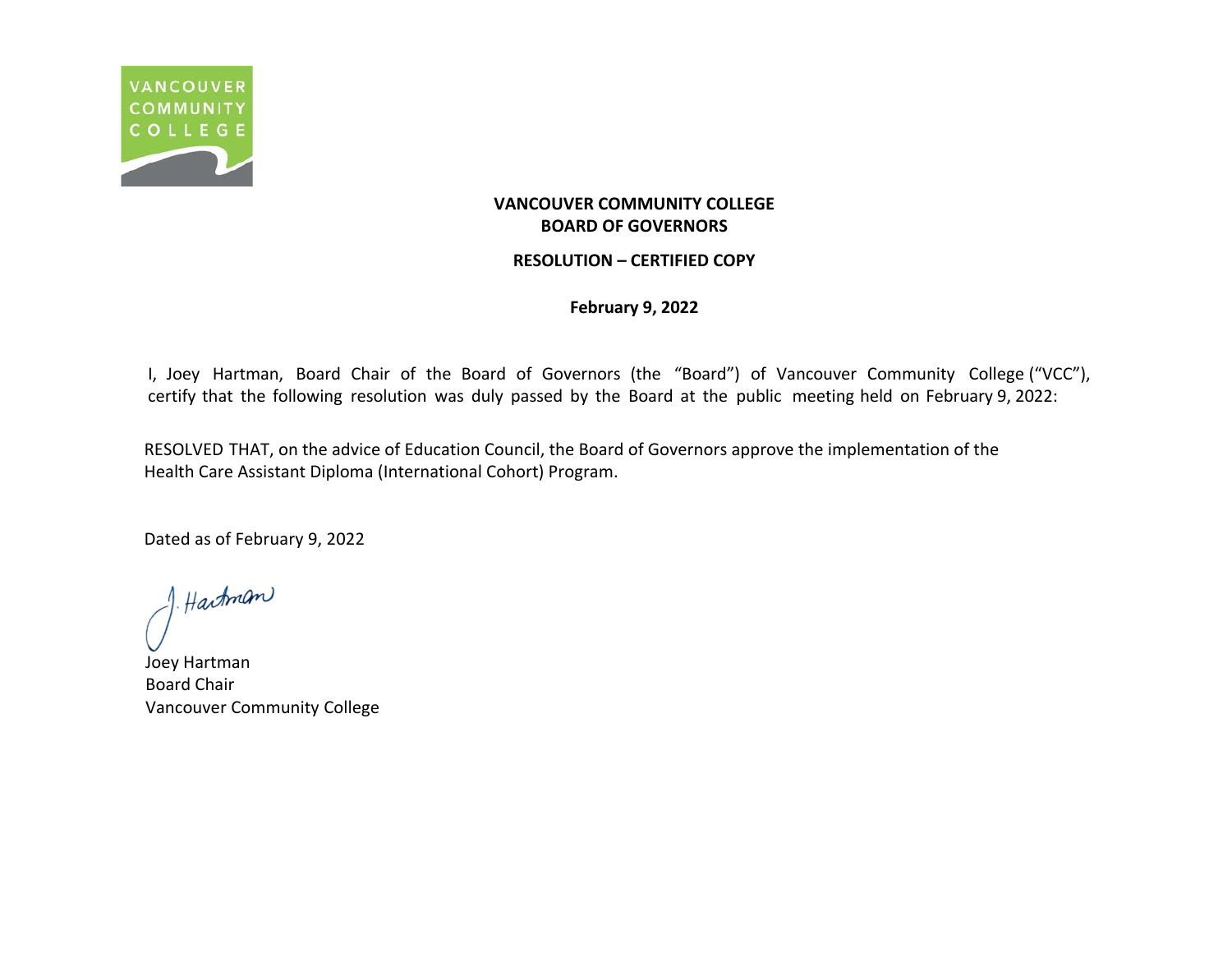**VANCOUVER COMMUNITY COLLEGE**
**BOARD OF GOVERNORS**

**RESOLUTION – CERTIFIED COPY**

**February 9, 2022**

I, Joey Hartman, Board Chair of the Board of Governors (the "Board") of Vancouver Community College ("VCC"), certify that the following resolution was duly passed by the Board at the public meeting held on February 9, 2022:

RESOLVED THAT, on the advice of Education Council, the Board of Governors approve the implementation of the Health Care Assistant Diploma (International Cohort) Program.

Dated as of February 9, 2022

J. Hartman

Joey Hartman
Board Chair
Vancouver Community College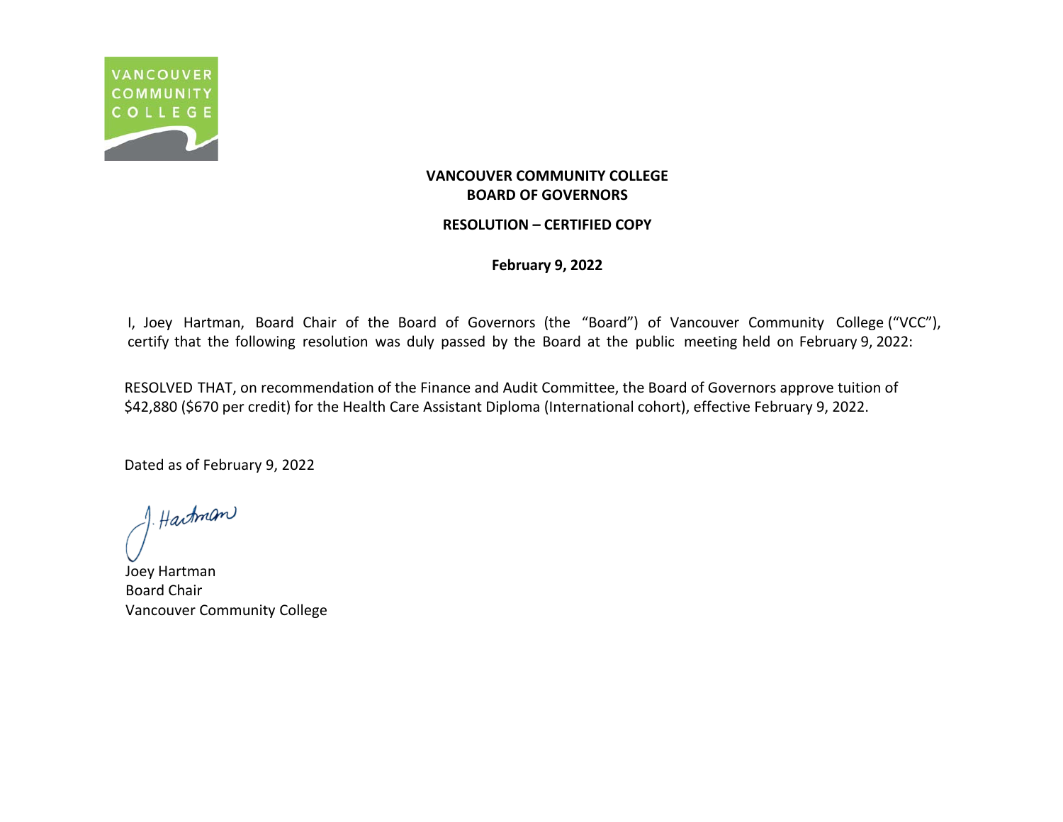VANCOUVER COMMUNITY COLLEGE

**VANCOUVER COMMUNITY COLLEGE**
**BOARD OF GOVERNORS**

**RESOLUTION – CERTIFIED COPY**

**February 9, 2022**

I, Joey Hartman, Board Chair of the Board of Governors (the "Board") of Vancouver Community College ("VCC"), certify that the following resolution was duly passed by the Board at the public meeting held on February 9, 2022:

RESOLVED THAT, on recommendation of the Finance and Audit Committee, the Board of Governors approve tuition of $42,880 ($670 per credit) for the Health Care Assistant Diploma (International cohort), effective February 9, 2022.

Dated as of February 9, 2022

J. Hartman

Joey Hartman
Board Chair
Vancouver Community College